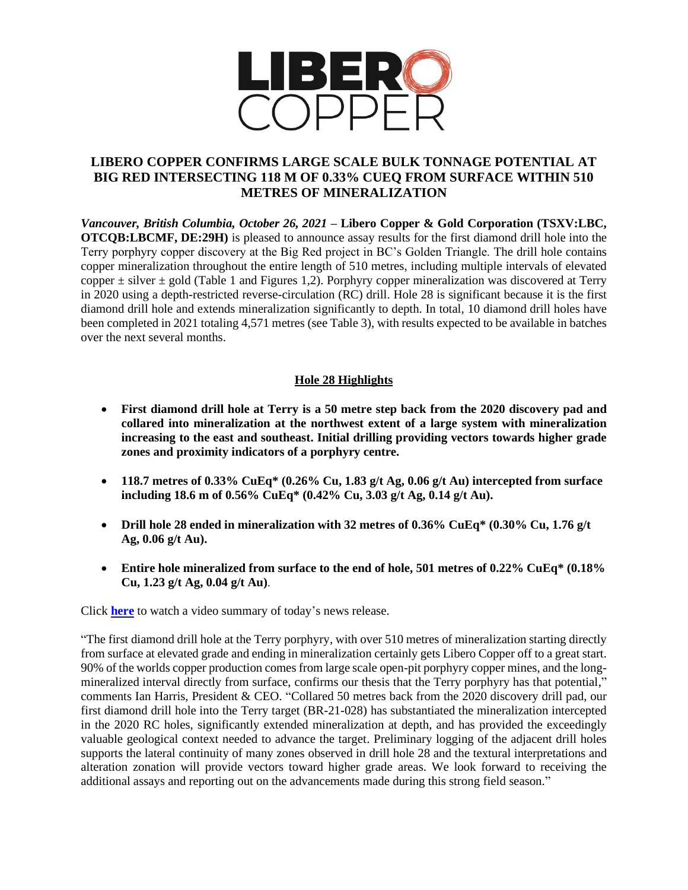# LIBERO COPPER CONFIRMS LARGE SCALE BULK TONNAGE POTENTIAL AT BIG RED INTERSECTING 118 M OF 0.33% CUEQ FROM SURFACE WITHIN 510 METRES OF MINERALIZATION

***Vancouver, British Columbia, October 26, 2021*** – **Libero Copper & Gold Corporation (TSXV:LBC, OTCQB:LBCMF, DE:29H)** is pleased to announce assay results for the first diamond drill hole into the Terry porphyry copper discovery at the Big Red project in BC's Golden Triangle. The drill hole contains copper mineralization throughout the entire length of 510 metres, including multiple intervals of elevated copper ± silver ± gold (Table 1 and Figures 1,2). Porphyry copper mineralization was discovered at Terry in 2020 using a depth-restricted reverse-circulation (RC) drill. Hole 28 is significant because it is the first diamond drill hole and extends mineralization significantly to depth. In total, 10 diamond drill holes have been completed in 2021 totaling 4,571 metres (see Table 3), with results expected to be available in batches over the next several months.

## Hole 28 Highlights

- **First diamond drill hole at Terry is a 50 metre step back from the 2020 discovery pad and collared into mineralization at the northwest extent of a large system with mineralization increasing to the east and southeast. Initial drilling providing vectors towards higher grade zones and proximity indicators of a porphyry centre.**
- **118.7 metres of 0.33% CuEq* (0.26% Cu, 1.83 g/t Ag, 0.06 g/t Au) intercepted from surface including 18.6 m of 0.56% CuEq* (0.42% Cu, 3.03 g/t Ag, 0.14 g/t Au).**
- **Drill hole 28 ended in mineralization with 32 metres of 0.36% CuEq* (0.30% Cu, 1.76 g/t Ag, 0.06 g/t Au).**
- **Entire hole mineralized from surface to the end of hole, 501 metres of 0.22% CuEq* (0.18% Cu, 1.23 g/t Ag, 0.04 g/t Au)**.

Click **here** to watch a video summary of today's news release.

"The first diamond drill hole at the Terry porphyry, with over 510 metres of mineralization starting directly from surface at elevated grade and ending in mineralization certainly gets Libero Copper off to a great start. 90% of the worlds copper production comes from large scale open-pit porphyry copper mines, and the long-mineralized interval directly from surface, confirms our thesis that the Terry porphyry has that potential," comments Ian Harris, President & CEO. "Collared 50 metres back from the 2020 discovery drill pad, our first diamond drill hole into the Terry target (BR-21-028) has substantiated the mineralization intercepted in the 2020 RC holes, significantly extended mineralization at depth, and has provided the exceedingly valuable geological context needed to advance the target. Preliminary logging of the adjacent drill holes supports the lateral continuity of many zones observed in drill hole 28 and the textural interpretations and alteration zonation will provide vectors toward higher grade areas. We look forward to receiving the additional assays and reporting out on the advancements made during this strong field season."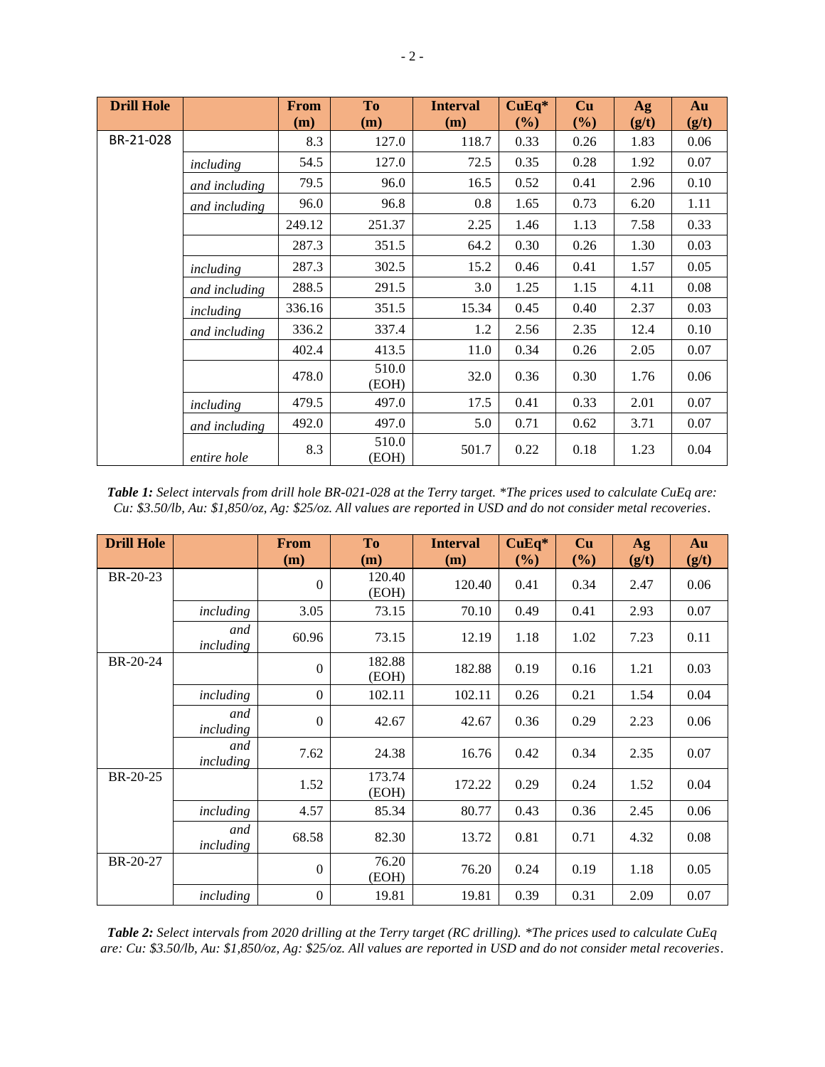| Drill Hole | | From (m) | To (m) | Interval (m) | CuEq* (%) | Cu (%) | Ag (g/t) | Au (g/t) |
|---|---|---|---|---|---|---|---|---|
| BR-21-028 | | 8.3 | 127.0 | 118.7 | 0.33 | 0.26 | 1.83 | 0.06 |
| | *including* | 54.5 | 127.0 | 72.5 | 0.35 | 0.28 | 1.92 | 0.07 |
| | *and including* | 79.5 | 96.0 | 16.5 | 0.52 | 0.41 | 2.96 | 0.10 |
| | *and including* | 96.0 | 96.8 | 0.8 | 1.65 | 0.73 | 6.20 | 1.11 |
| | | 249.12 | 251.37 | 2.25 | 1.46 | 1.13 | 7.58 | 0.33 |
| | | 287.3 | 351.5 | 64.2 | 0.30 | 0.26 | 1.30 | 0.03 |
| | *including* | 287.3 | 302.5 | 15.2 | 0.46 | 0.41 | 1.57 | 0.05 |
| | *and including* | 288.5 | 291.5 | 3.0 | 1.25 | 1.15 | 4.11 | 0.08 |
| | *including* | 336.16 | 351.5 | 15.34 | 0.45 | 0.40 | 2.37 | 0.03 |
| | *and including* | 336.2 | 337.4 | 1.2 | 2.56 | 2.35 | 12.4 | 0.10 |
| | | 402.4 | 413.5 | 11.0 | 0.34 | 0.26 | 2.05 | 0.07 |
| | | 478.0 | 510.0 (EOH) | 32.0 | 0.36 | 0.30 | 1.76 | 0.06 |
| | *including* | 479.5 | 497.0 | 17.5 | 0.41 | 0.33 | 2.01 | 0.07 |
| | *and including* | 492.0 | 497.0 | 5.0 | 0.71 | 0.62 | 3.71 | 0.07 |
| | *entire hole* | 8.3 | 510.0 (EOH) | 501.7 | 0.22 | 0.18 | 1.23 | 0.04 |

***Table 1:*** *Select intervals from drill hole BR-021-028 at the Terry target. *The prices used to calculate CuEq are: Cu: $3.50/lb, Au: $1,850/oz, Ag: $25/oz. All values are reported in USD and do not consider metal recoveries.*

| Drill Hole | | From (m) | To (m) | Interval (m) | CuEq* (%) | Cu (%) | Ag (g/t) | Au (g/t) |
|---|---|---|---|---|---|---|---|---|
| BR-20-23 | | 0 | 120.40 (EOH) | 120.40 | 0.41 | 0.34 | 2.47 | 0.06 |
| | *including* | 3.05 | 73.15 | 70.10 | 0.49 | 0.41 | 2.93 | 0.07 |
| | *and including* | 60.96 | 73.15 | 12.19 | 1.18 | 1.02 | 7.23 | 0.11 |
| BR-20-24 | | 0 | 182.88 (EOH) | 182.88 | 0.19 | 0.16 | 1.21 | 0.03 |
| | *including* | 0 | 102.11 | 102.11 | 0.26 | 0.21 | 1.54 | 0.04 |
| | *and including* | 0 | 42.67 | 42.67 | 0.36 | 0.29 | 2.23 | 0.06 |
| | *and including* | 7.62 | 24.38 | 16.76 | 0.42 | 0.34 | 2.35 | 0.07 |
| BR-20-25 | | 1.52 | 173.74 (EOH) | 172.22 | 0.29 | 0.24 | 1.52 | 0.04 |
| | *including* | 4.57 | 85.34 | 80.77 | 0.43 | 0.36 | 2.45 | 0.06 |
| | *and including* | 68.58 | 82.30 | 13.72 | 0.81 | 0.71 | 4.32 | 0.08 |
| BR-20-27 | | 0 | 76.20 (EOH) | 76.20 | 0.24 | 0.19 | 1.18 | 0.05 |
| | *including* | 0 | 19.81 | 19.81 | 0.39 | 0.31 | 2.09 | 0.07 |

***Table 2:*** *Select intervals from 2020 drilling at the Terry target (RC drilling). *The prices used to calculate CuEq are: Cu: $3.50/lb, Au: $1,850/oz, Ag: $25/oz. All values are reported in USD and do not consider metal recoveries.*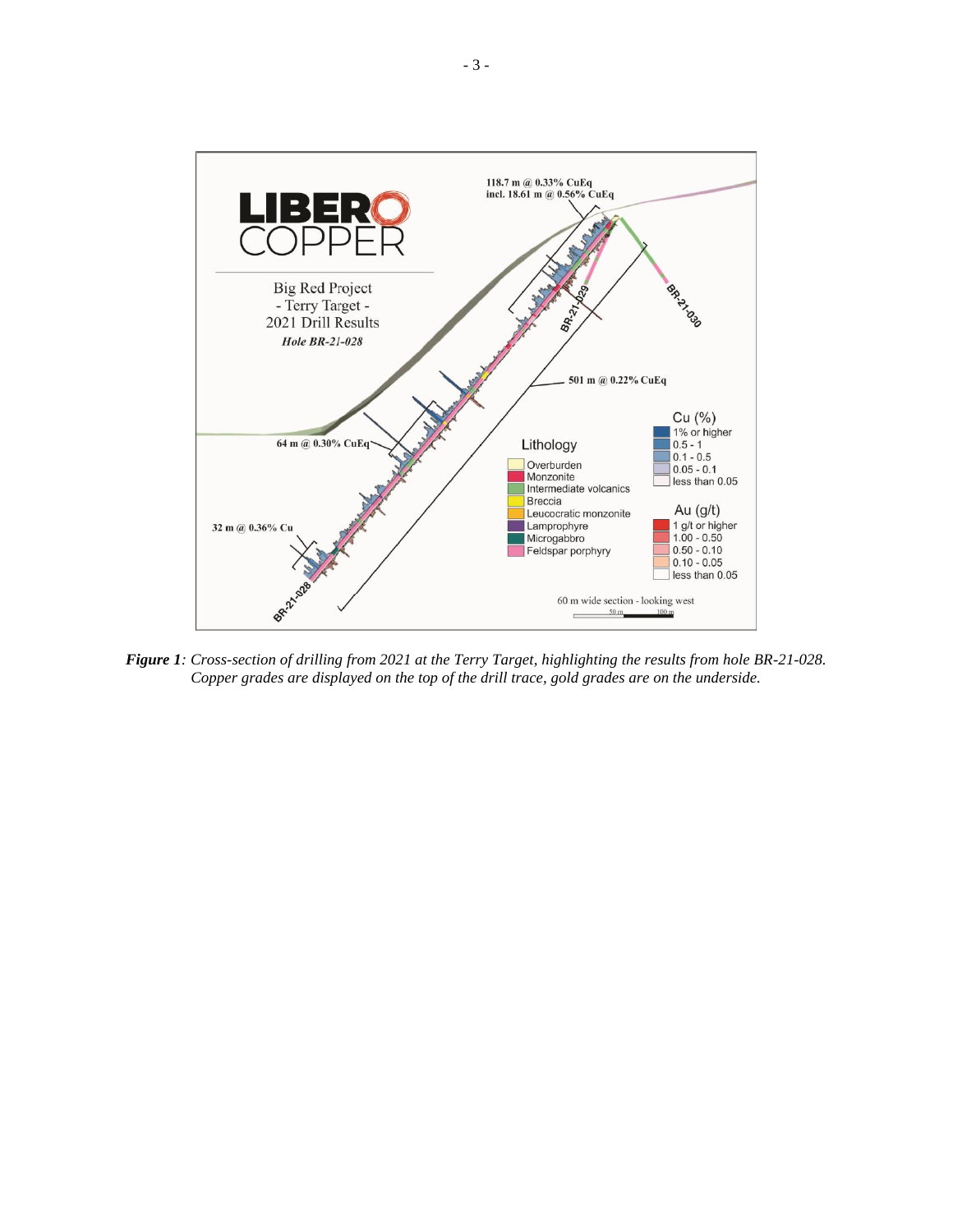***Figure 1**: Cross-section of drilling from 2021 at the Terry Target, highlighting the results from hole BR-21-028. Copper grades are displayed on the top of the drill trace, gold grades are on the underside.*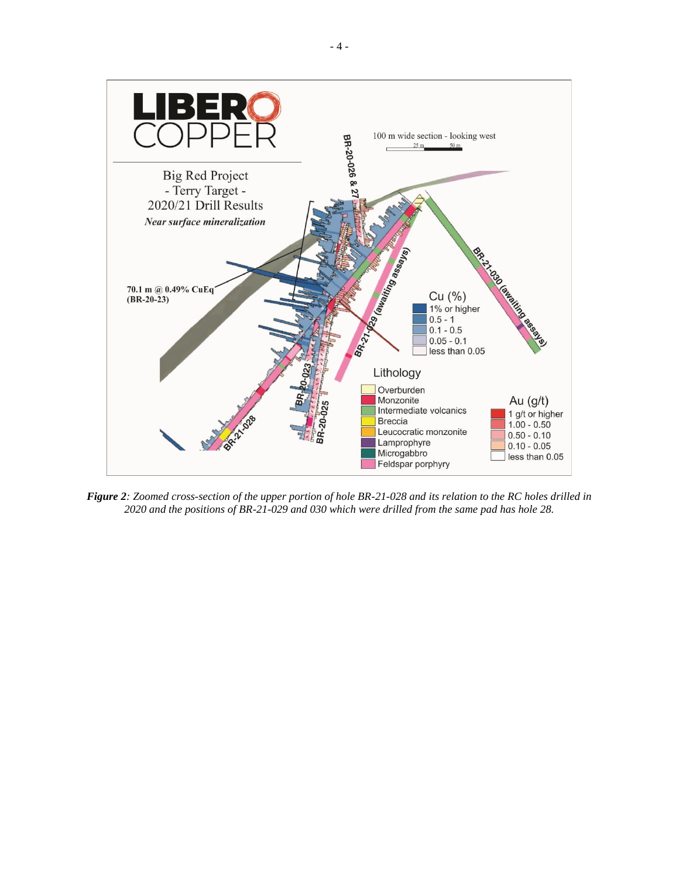***Figure 2***: *Zoomed cross-section of the upper portion of hole BR-21-028 and its relation to the RC holes drilled in 2020 and the positions of BR-21-029 and 030 which were drilled from the same pad has hole 28.*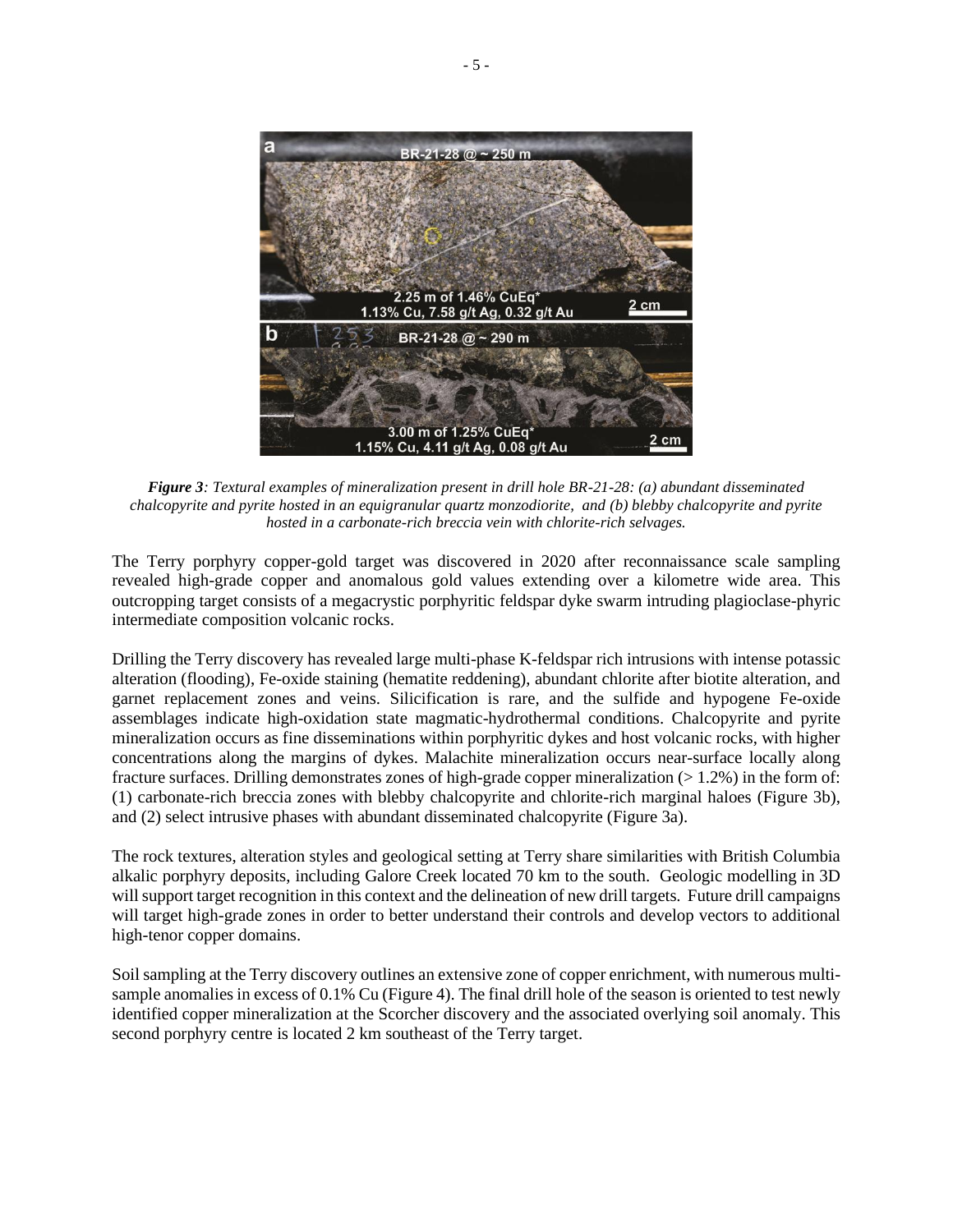***Figure 3**: Textual examples of mineralization present in drill hole BR-21-28: (a) abundant disseminated chalcopyrite and pyrite hosted in an equigranular quartz monzodiorite, and (b) blebby chalcopyrite and pyrite hosted in a carbonate-rich breccia vein with chlorite-rich selvages.*

The Terry porphyry copper-gold target was discovered in 2020 after reconnaissance scale sampling revealed high-grade copper and anomalous gold values extending over a kilometre wide area. This outcropping target consists of a megacrystic porphyritic feldspar dyke swarm intruding plagioclase-phyric intermediate composition volcanic rocks.

Drilling the Terry discovery has revealed large multi-phase K-feldspar rich intrusions with intense potassic alteration (flooding), Fe-oxide staining (hematite reddening), abundant chlorite after biotite alteration, and garnet replacement zones and veins. Silicification is rare, and the sulfide and hypogene Fe-oxide assemblages indicate high-oxidation state magmatic-hydrothermal conditions. Chalcopyrite and pyrite mineralization occurs as fine disseminations within porphyritic dykes and host volcanic rocks, with higher concentrations along the margins of dykes. Malachite mineralization occurs near-surface locally along fracture surfaces. Drilling demonstrates zones of high-grade copper mineralization (> 1.2%) in the form of: (1) carbonate-rich breccia zones with blebby chalcopyrite and chlorite-rich marginal haloes (Figure 3b), and (2) select intrusive phases with abundant disseminated chalcopyrite (Figure 3a).

The rock textures, alteration styles and geological setting at Terry share similarities with British Columbia alkalic porphyry deposits, including Galore Creek located 70 km to the south. Geologic modelling in 3D will support target recognition in this context and the delineation of new drill targets. Future drill campaigns will target high-grade zones in order to better understand their controls and develop vectors to additional high-tenor copper domains.

Soil sampling at the Terry discovery outlines an extensive zone of copper enrichment, with numerous multi-sample anomalies in excess of 0.1% Cu (Figure 4). The final drill hole of the season is oriented to test newly identified copper mineralization at the Scorcher discovery and the associated overlying soil anomaly. This second porphyry centre is located 2 km southeast of the Terry target.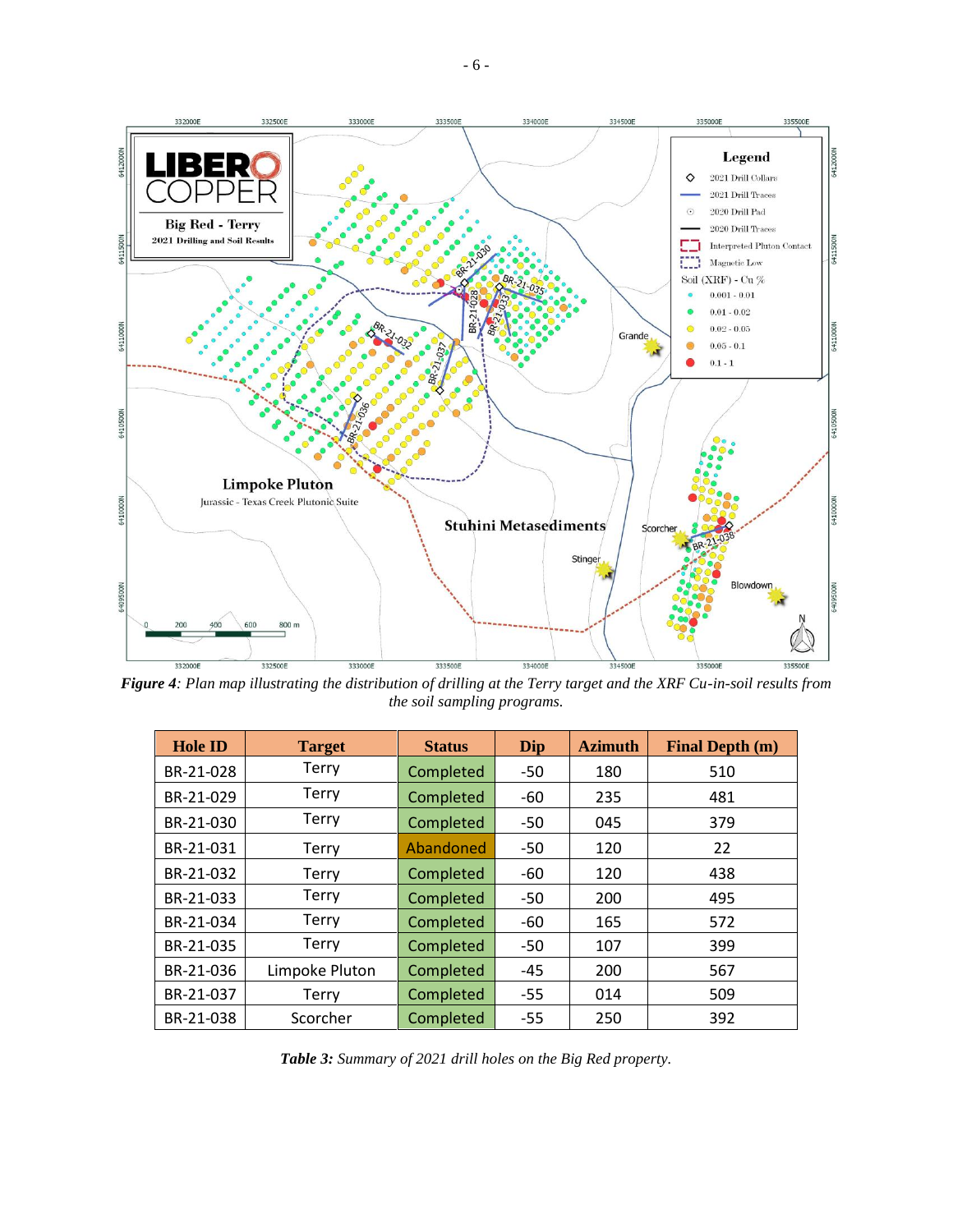*Figure 4: Plan map illustrating the distribution of drilling at the Terry target and the XRF Cu-in-soil results from the soil sampling programs.*

| Hole ID | Target | Status | Dip | Azimuth | Final Depth (m) |
|---|---|---|---|---|---|
| BR-21-028 | Terry | Completed | -50 | 180 | 510 |
| BR-21-029 | Terry | Completed | -60 | 235 | 481 |
| BR-21-030 | Terry | Completed | -50 | 045 | 379 |
| BR-21-031 | Terry | Abandoned | -50 | 120 | 22 |
| BR-21-032 | Terry | Completed | -60 | 120 | 438 |
| BR-21-033 | Terry | Completed | -50 | 200 | 495 |
| BR-21-034 | Terry | Completed | -60 | 165 | 572 |
| BR-21-035 | Terry | Completed | -50 | 107 | 399 |
| BR-21-036 | Limpoke Pluton | Completed | -45 | 200 | 567 |
| BR-21-037 | Terry | Completed | -55 | 014 | 509 |
| BR-21-038 | Scorcher | Completed | -55 | 250 | 392 |

***Table 3:*** *Summary of 2021 drill holes on the Big Red property.*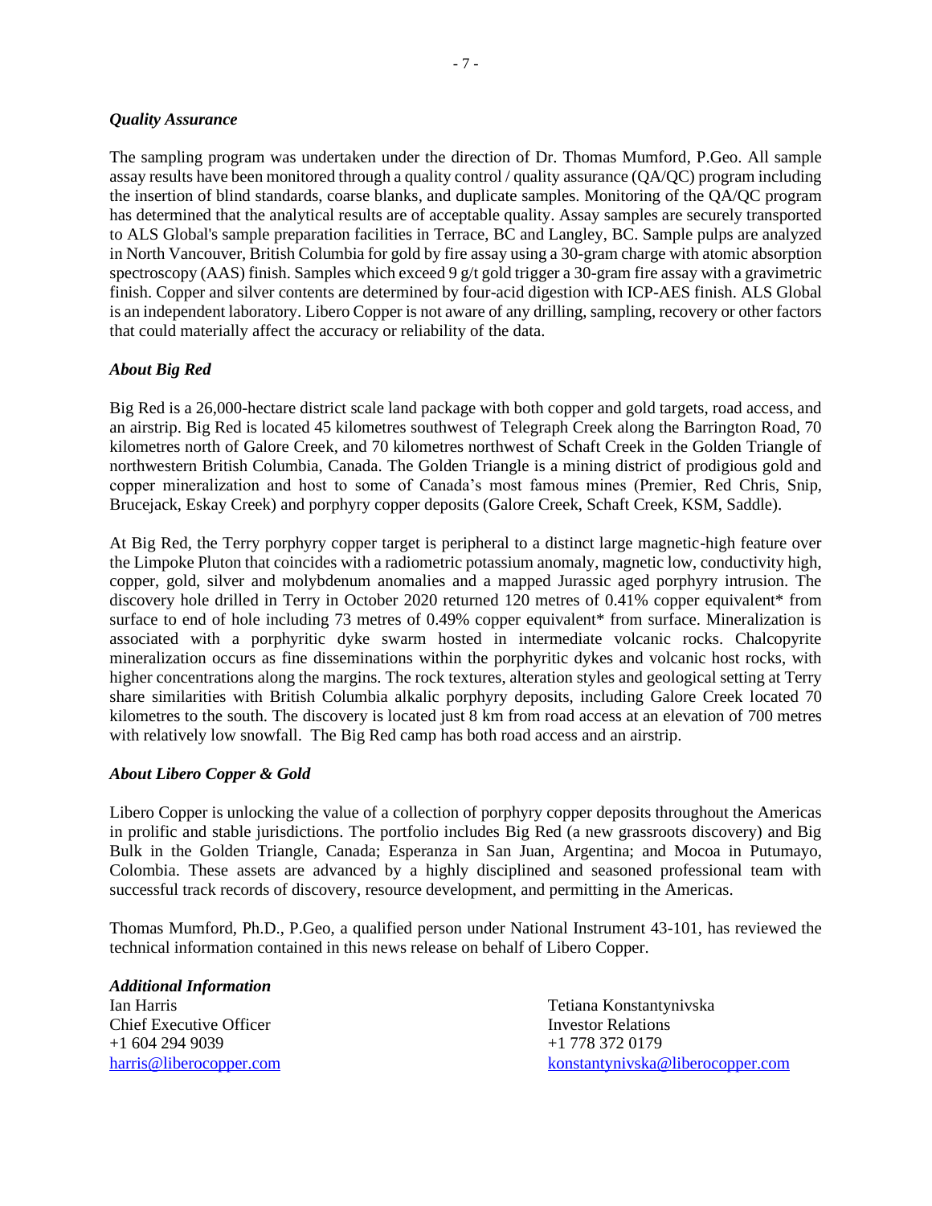### *Quality Assurance*

The sampling program was undertaken under the direction of Dr. Thomas Mumford, P.Geo. All sample assay results have been monitored through a quality control / quality assurance (QA/QC) program including the insertion of blind standards, coarse blanks, and duplicate samples. Monitoring of the QA/QC program has determined that the analytical results are of acceptable quality. Assay samples are securely transported to ALS Global's sample preparation facilities in Terrace, BC and Langley, BC. Sample pulps are analyzed in North Vancouver, British Columbia for gold by fire assay using a 30-gram charge with atomic absorption spectroscopy (AAS) finish. Samples which exceed 9 g/t gold trigger a 30-gram fire assay with a gravimetric finish. Copper and silver contents are determined by four-acid digestion with ICP-AES finish. ALS Global is an independent laboratory. Libero Copper is not aware of any drilling, sampling, recovery or other factors that could materially affect the accuracy or reliability of the data.

### *About Big Red*

Big Red is a 26,000-hectare district scale land package with both copper and gold targets, road access, and an airstrip. Big Red is located 45 kilometres southwest of Telegraph Creek along the Barrington Road, 70 kilometres north of Galore Creek, and 70 kilometres northwest of Schaft Creek in the Golden Triangle of northwestern British Columbia, Canada. The Golden Triangle is a mining district of prodigious gold and copper mineralization and host to some of Canada's most famous mines (Premier, Red Chris, Snip, Brucejack, Eskay Creek) and porphyry copper deposits (Galore Creek, Schaft Creek, KSM, Saddle).

At Big Red, the Terry porphyry copper target is peripheral to a distinct large magnetic-high feature over the Limpoke Pluton that coincides with a radiometric potassium anomaly, magnetic low, conductivity high, copper, gold, silver and molybdenum anomalies and a mapped Jurassic aged porphyry intrusion. The discovery hole drilled in Terry in October 2020 returned 120 metres of 0.41% copper equivalent* from surface to end of hole including 73 metres of 0.49% copper equivalent* from surface. Mineralization is associated with a porphyritic dyke swarm hosted in intermediate volcanic rocks. Chalcopyrite mineralization occurs as fine disseminations within the porphyritic dykes and volcanic host rocks, with higher concentrations along the margins. The rock textures, alteration styles and geological setting at Terry share similarities with British Columbia alkalic porphyry deposits, including Galore Creek located 70 kilometres to the south. The discovery is located just 8 km from road access at an elevation of 700 metres with relatively low snowfall. The Big Red camp has both road access and an airstrip.

### *About Libero Copper & Gold*

Libero Copper is unlocking the value of a collection of porphyry copper deposits throughout the Americas in prolific and stable jurisdictions. The portfolio includes Big Red (a new grassroots discovery) and Big Bulk in the Golden Triangle, Canada; Esperanza in San Juan, Argentina; and Mocoa in Putumayo, Colombia. These assets are advanced by a highly disciplined and seasoned professional team with successful track records of discovery, resource development, and permitting in the Americas.

Thomas Mumford, Ph.D., P.Geo, a qualified person under National Instrument 43-101, has reviewed the technical information contained in this news release on behalf of Libero Copper.

### *Additional Information*

Ian Harris
Chief Executive Officer
+1 604 294 9039
harris@liberocopper.com

Tetiana Konstantynivska
Investor Relations
+1 778 372 0179
konstantynivska@liberocopper.com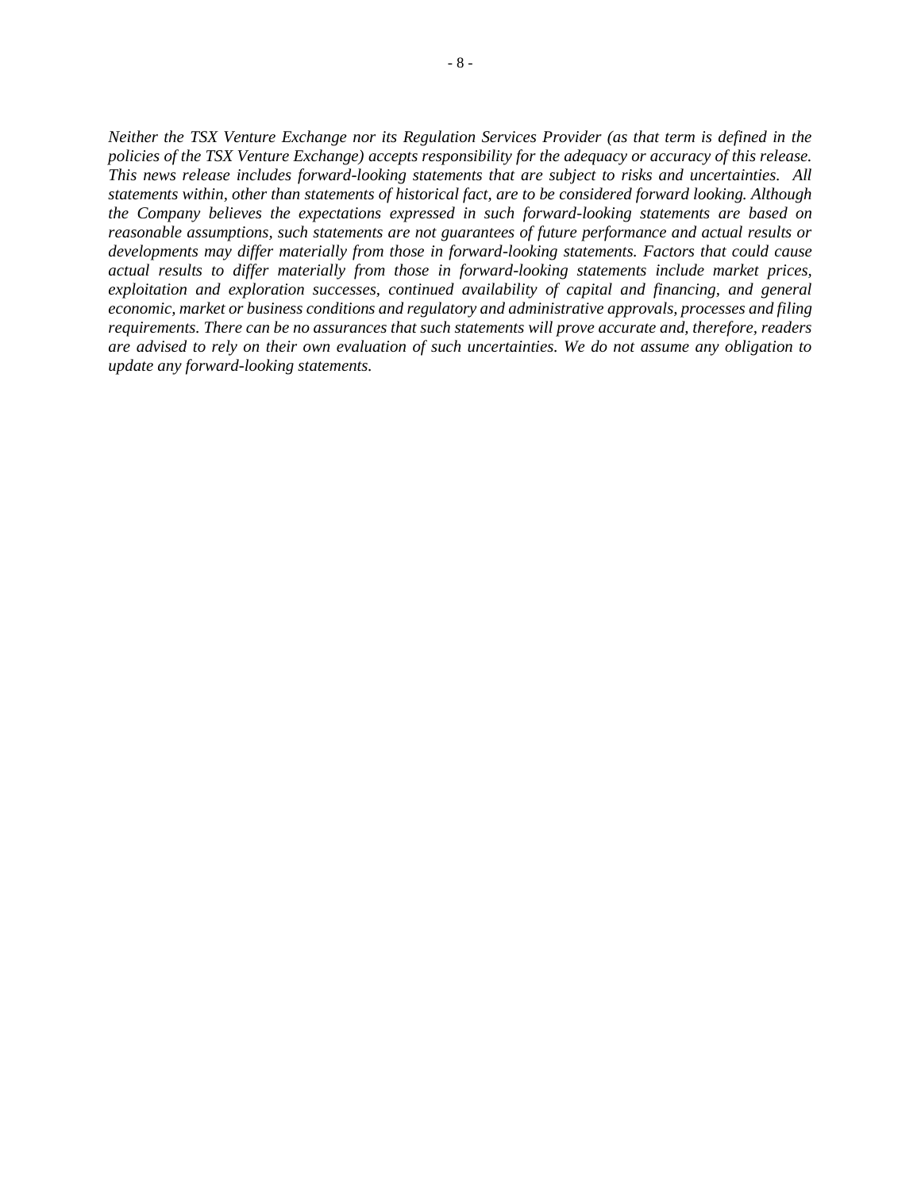*Neither the TSX Venture Exchange nor its Regulation Services Provider (as that term is defined in the policies of the TSX Venture Exchange) accepts responsibility for the adequacy or accuracy of this release. This news release includes forward-looking statements that are subject to risks and uncertainties. All statements within, other than statements of historical fact, are to be considered forward looking. Although the Company believes the expectations expressed in such forward-looking statements are based on reasonable assumptions, such statements are not guarantees of future performance and actual results or developments may differ materially from those in forward-looking statements. Factors that could cause actual results to differ materially from those in forward-looking statements include market prices, exploitation and exploration successes, continued availability of capital and financing, and general economic, market or business conditions and regulatory and administrative approvals, processes and filing requirements. There can be no assurances that such statements will prove accurate and, therefore, readers are advised to rely on their own evaluation of such uncertainties. We do not assume any obligation to update any forward-looking statements.*